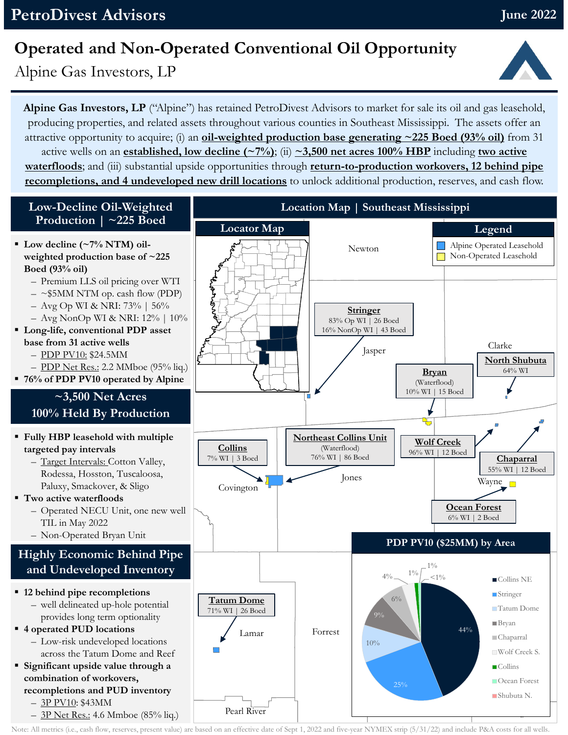**PetroDivest Advisors** — June 2022

# Operated and Non-Operated Conventional Oil Opportunity

## Alpine Gas Investors, LP

**Alpine Gas Investors, LP** ("Alpine") has retained PetroDivest Advisors to market for sale its oil and gas leasehold, producing properties, and related assets throughout various counties in Southeast Mississippi. The assets offer an attractive opportunity to acquire; (i) an **oil-weighted production base generating ~225 Boed (93% oil)** from 31 active wells on an **established, low decline (~7%)**; (ii) **~3,500 net acres 100% HBP** including **two active waterfloods**; and (iii) substantial upside opportunities through **return-to-production workovers, 12 behind pipe recompletions, and 4 undeveloped new drill locations** to unlock additional production, reserves, and cash flow.

### Low-Decline Oil-Weighted Production | ~225 Boed

- **Low decline (~7% NTM) oil-weighted production base of ~225 Boed (93% oil)**
  - Premium LLS oil pricing over WTI
  - ~$5MM NTM op. cash flow (PDP)
  - Avg Op WI & NRI: 73% | 56%
  - Avg NonOp WI & NRI: 12% | 10%
- **Long-life, conventional PDP asset base from 31 active wells**
  - PDP PV10: $24.5MM
  - PDP Net Res.: 2.2 MMboe (95% liq.)
- **76% of PDP PV10 operated by Alpine**

### ~3,500 Net Acres 100% Held By Production

- **Fully HBP leasehold with multiple targeted pay intervals**
  - Target Intervals: Cotton Valley, Rodessa, Hosston, Tuscaloosa, Paluxy, Smackover, & Sligo
- **Two active waterfloods**
  - Operated NECU Unit, one new well TIL in May 2022
  - Non-Operated Bryan Unit

### Highly Economic Behind Pipe and Undeveloped Inventory

- **12 behind pipe recompletions**
  - well delineated up-hole potential provides long term optionality
- **4 operated PUD locations**
  - Low-risk undeveloped locations across the Tatum Dome and Reef
- **Significant upside value through a combination of workovers, recompletions and PUD inventory**
  - 3P PV10: $43MM
  - 3P Net Res.: 4.6 Mmboe (85% liq.)

### Location Map | Southeast Mississippi

Locator Map

Legend: Alpine Operated Leasehold; Non-Operated Leasehold

Counties: Newton, Jasper, Clarke, Covington, Jones, Wayne, Lamar, Forrest, Pearl River

- **Stringer** — 83% Op WI | 26 Boed; 16% NonOp WI | 43 Boed
- **North Shubuta** — 64% WI
- **Bryan** (Waterflood) — 10% WI | 15 Boed
- **Collins** — 7% WI | 3 Boed
- **Northeast Collins Unit** (Waterflood) — 76% WI | 86 Boed
- **Wolf Creek** — 96% WI | 12 Boed
- **Chaparral** — 55% WI | 12 Boed
- **Ocean Forest** — 6% WI | 2 Boed
- **Tatum Dome** — 71% WI | 26 Boed

### PDP PV10 ($25MM) by Area

| Area | Share |
|---|---|
| Collins NE | 44% |
| Stringer | 25% |
| Tatum Dome | 10% |
| Bryan | 9% |
| Chaparral | 6% |
| Wolf Creek S. | 4% |
| Collins | 1% |
| Ocean Forest | 1% |
| Shubuta N. | <1% |

Note: All metrics (i.e., cash flow, reserves, present value) are based on an effective date of Sept 1, 2022 and five-year NYMEX strip (5/31/22) and include P&A costs for all wells.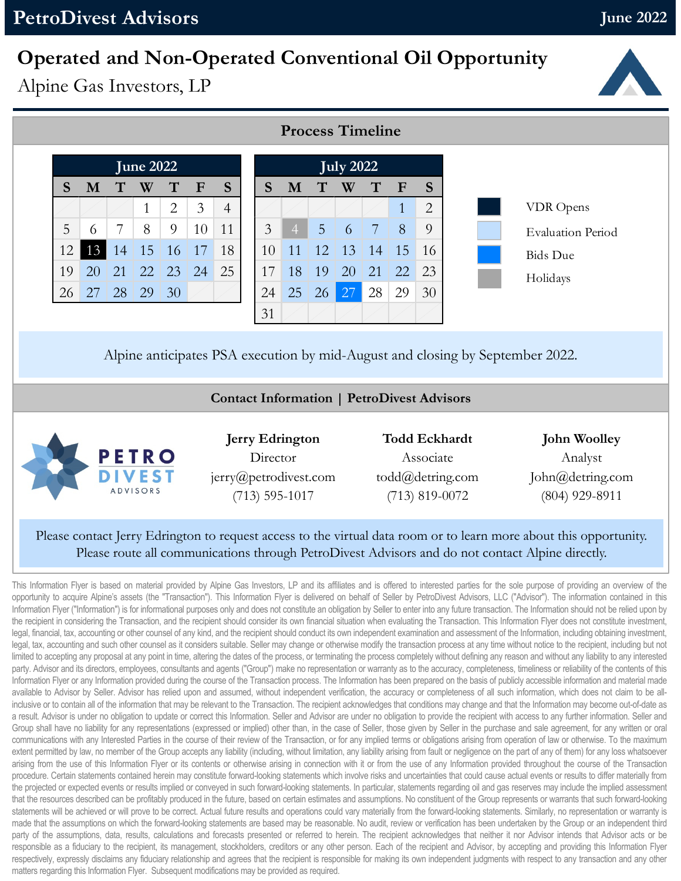# PetroDivest Advisors

June 2022

## Operated and Non-Operated Conventional Oil Opportunity

Alpine Gas Investors, LP

### Process Timeline

**June 2022**

| S | M | T | W | T | F | S |
|---|---|---|---|---|---|---|
| | | | 1 | 2 | 3 | 4 |
| 5 | 6 | 7 | 8 | 9 | 10 | 11 |
| 12 | 13 | 14 | 15 | 16 | 17 | 18 |
| 19 | 20 | 21 | 22 | 23 | 24 | 25 |
| 26 | 27 | 28 | 29 | 30 | | |

**July 2022**

| S | M | T | W | T | F | S |
|---|---|---|---|---|---|---|
| | | | | | 1 | 2 |
| 3 | 4 | 5 | 6 | 7 | 8 | 9 |
| 10 | 11 | 12 | 13 | 14 | 15 | 16 |
| 17 | 18 | 19 | 20 | 21 | 22 | 23 |
| 24 | 25 | 26 | 27 | 28 | 29 | 30 |
| 31 | | | | | | |

- VDR Opens
- Evaluation Period
- Bids Due
- Holidays

Alpine anticipates PSA execution by mid-August and closing by September 2022.

### Contact Information | PetroDivest Advisors

PETRO DIVEST ADVISORS

| Jerry Edrington | Todd Eckhardt | John Woolley |
|---|---|---|
| Director | Associate | Analyst |
| jerry@petrodivest.com | todd@detring.com | John@detring.com |
| (713) 595-1017 | (713) 819-0072 | (804) 929-8911 |

Please contact Jerry Edrington to request access to the virtual data room or to learn more about this opportunity.
Please route all communications through PetroDivest Advisors and do not contact Alpine directly.

This Information Flyer is based on material provided by Alpine Gas Investors, LP and its affiliates and is offered to interested parties for the sole purpose of providing an overview of the opportunity to acquire Alpine's assets (the "Transaction"). This Information Flyer is delivered on behalf of Seller by PetroDivest Advisors, LLC ("Advisor"). The information contained in this Information Flyer ("Information") is for informational purposes only and does not constitute an obligation by Seller to enter into any future transaction. The Information should not be relied upon by the recipient in considering the Transaction, and the recipient should consider its own financial situation when evaluating the Transaction. This Information Flyer does not constitute investment, legal, financial, tax, accounting or other counsel of any kind, and the recipient should conduct its own independent examination and assessment of the Information, including obtaining investment, legal, tax, accounting and such other counsel as it considers suitable. Seller may change or otherwise modify the transaction process at any time without notice to the recipient, including but not limited to accepting any proposal at any point in time, altering the dates of the process, or terminating the process completely without defining any reason and without any liability to any interested party. Advisor and its directors, employees, consultants and agents ("Group") make no representation or warranty as to the accuracy, completeness, timeliness or reliability of the contents of this Information Flyer or any Information provided during the course of the Transaction process. The Information has been prepared on the basis of publicly accessible information and material made available to Advisor by Seller. Advisor has relied upon and assumed, without independent verification, the accuracy or completeness of all such information, which does not claim to be all-inclusive or to contain all of the information that may be relevant to the Transaction. The recipient acknowledges that conditions may change and that the Information may become out-of-date as a result. Advisor is under no obligation to update or correct this Information. Seller and Advisor are under no obligation to provide the recipient with access to any further information. Seller and Group shall have no liability for any representations (expressed or implied) other than, in the case of Seller, those given by Seller in the purchase and sale agreement, for any written or oral communications with any Interested Parties in the course of their review of the Transaction, or for any implied terms or obligations arising from operation of law or otherwise. To the maximum extent permitted by law, no member of the Group accepts any liability (including, without limitation, any liability arising from fault or negligence on the part of any of them) for any loss whatsoever arising from the use of this Information Flyer or its contents or otherwise arising in connection with it or from the use of any Information provided throughout the course of the Transaction procedure. Certain statements contained herein may constitute forward-looking statements which involve risks and uncertainties that could cause actual events or results to differ materially from the projected or expected events or results implied or conveyed in such forward-looking statements. In particular, statements regarding oil and gas reserves may include the implied assessment that the resources described can be profitably produced in the future, based on certain estimates and assumptions. No constituent of the Group represents or warrants that such forward-looking statements will be achieved or will prove to be correct. Actual future results and operations could vary materially from the forward-looking statements. Similarly, no representation or warranty is made that the assumptions on which the forward-looking statements are based may be reasonable. No audit, review or verification has been undertaken by the Group or an independent third party of the assumptions, data, results, calculations and forecasts presented or referred to herein. The recipient acknowledges that neither it nor Advisor intends that Advisor acts or be responsible as a fiduciary to the recipient, its management, stockholders, creditors or any other person. Each of the recipient and Advisor, by accepting and providing this Information Flyer respectively, expressly disclaims any fiduciary relationship and agrees that the recipient is responsible for making its own independent judgments with respect to any transaction and any other matters regarding this Information Flyer. Subsequent modifications may be provided as required.